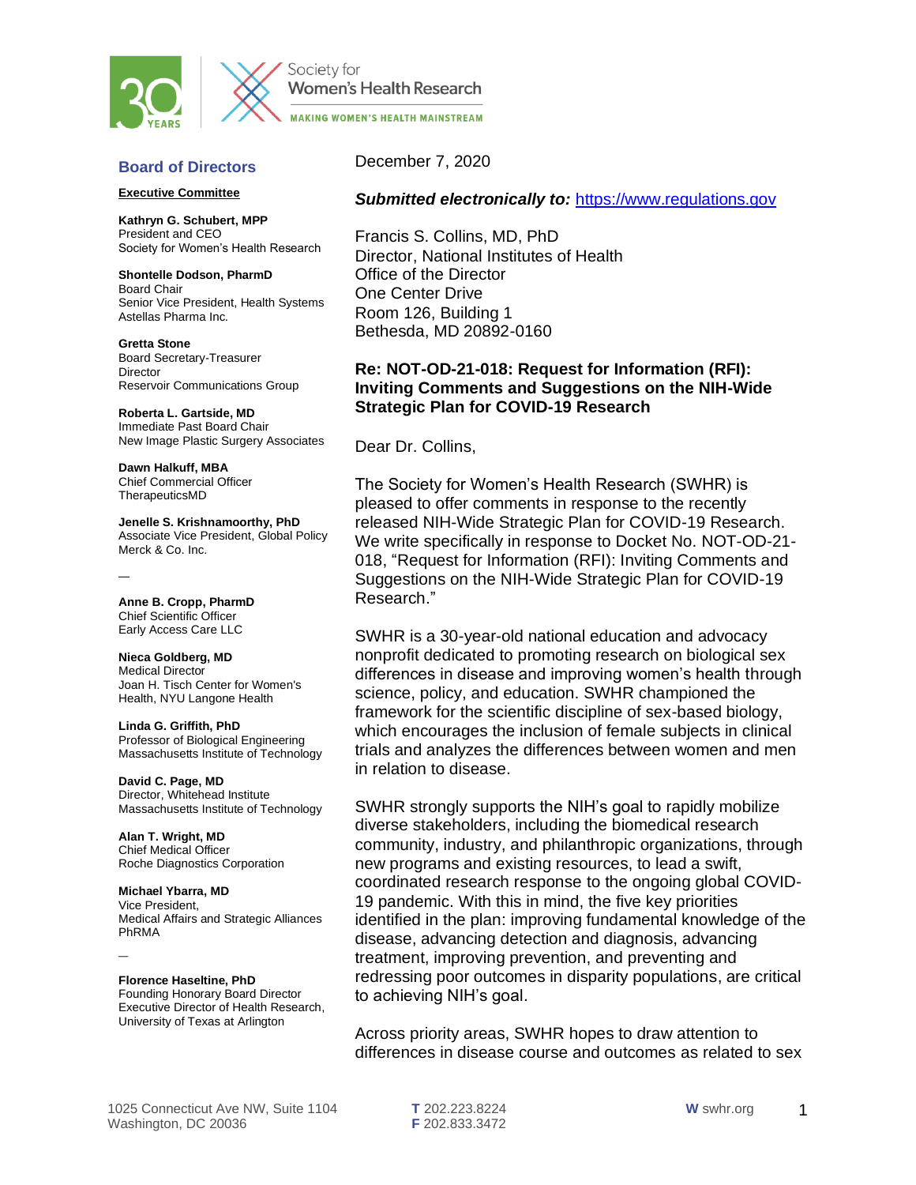Society for Women's Health Research

MAKING WOMEN'S HEALTH MAINSTREAM

## Board of Directors

**Executive Committee**

**Kathryn G. Schubert, MPP**
President and CEO
Society for Women's Health Research

**Shontelle Dodson, PharmD**
Board Chair
Senior Vice President, Health Systems
Astellas Pharma Inc.

**Gretta Stone**
Board Secretary-Treasurer
Director
Reservoir Communications Group

**Roberta L. Gartside, MD**
Immediate Past Board Chair
New Image Plastic Surgery Associates

**Dawn Halkuff, MBA**
Chief Commercial Officer
TherapeuticsMD

**Jenelle S. Krishnamoorthy, PhD**
Associate Vice President, Global Policy
Merck & Co. Inc.

—

**Anne B. Cropp, PharmD**
Chief Scientific Officer
Early Access Care LLC

**Nieca Goldberg, MD**
Medical Director
Joan H. Tisch Center for Women's Health, NYU Langone Health

**Linda G. Griffith, PhD**
Professor of Biological Engineering
Massachusetts Institute of Technology

**David C. Page, MD**
Director, Whitehead Institute
Massachusetts Institute of Technology

**Alan T. Wright, MD**
Chief Medical Officer
Roche Diagnostics Corporation

**Michael Ybarra, MD**
Vice President,
Medical Affairs and Strategic Alliances
PhRMA

—

**Florence Haseltine, PhD**
Founding Honorary Board Director
Executive Director of Health Research,
University of Texas at Arlington

---

December 7, 2020

***Submitted electronically to:*** [https://www.regulations.gov](https://www.regulations.gov)

Francis S. Collins, MD, PhD
Director, National Institutes of Health
Office of the Director
One Center Drive
Room 126, Building 1
Bethesda, MD 20892-0160

**Re: NOT-OD-21-018: Request for Information (RFI): Inviting Comments and Suggestions on the NIH-Wide Strategic Plan for COVID-19 Research**

Dear Dr. Collins,

The Society for Women's Health Research (SWHR) is pleased to offer comments in response to the recently released NIH-Wide Strategic Plan for COVID-19 Research. We write specifically in response to Docket No. NOT-OD-21-018, "Request for Information (RFI): Inviting Comments and Suggestions on the NIH-Wide Strategic Plan for COVID-19 Research."

SWHR is a 30-year-old national education and advocacy nonprofit dedicated to promoting research on biological sex differences in disease and improving women's health through science, policy, and education. SWHR championed the framework for the scientific discipline of sex-based biology, which encourages the inclusion of female subjects in clinical trials and analyzes the differences between women and men in relation to disease.

SWHR strongly supports the NIH's goal to rapidly mobilize diverse stakeholders, including the biomedical research community, industry, and philanthropic organizations, through new programs and existing resources, to lead a swift, coordinated research response to the ongoing global COVID-19 pandemic. With this in mind, the five key priorities identified in the plan: improving fundamental knowledge of the disease, advancing detection and diagnosis, advancing treatment, improving prevention, and preventing and redressing poor outcomes in disparity populations, are critical to achieving NIH's goal.

Across priority areas, SWHR hopes to draw attention to differences in disease course and outcomes as related to sex

1025 Connecticut Ave NW, Suite 1104
Washington, DC 20036

**T** 202.223.8224
**F** 202.833.3472

**W** swhr.org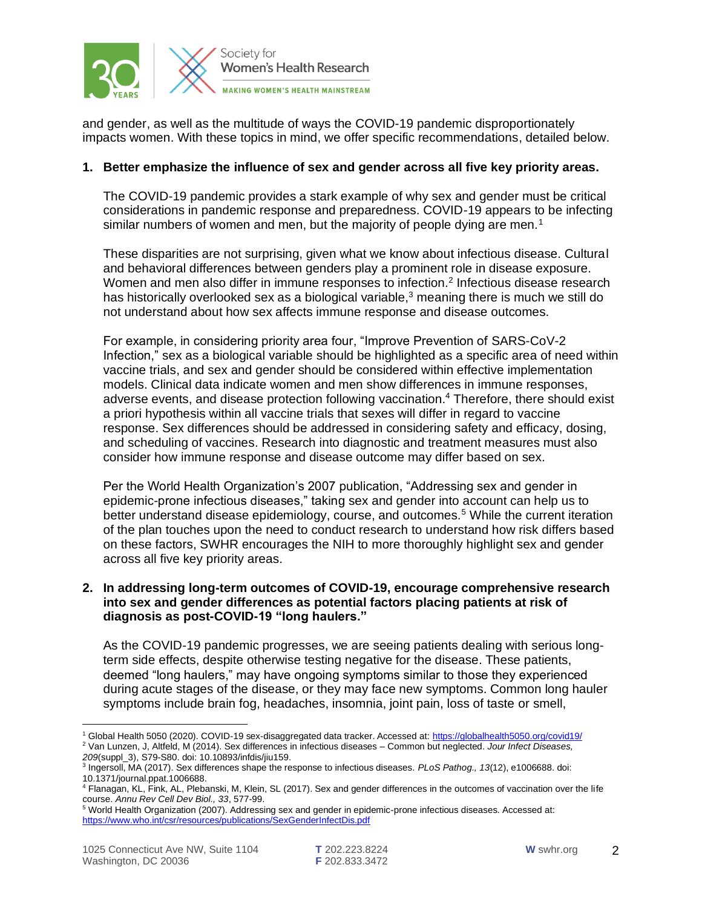and gender, as well as the multitude of ways the COVID-19 pandemic disproportionately impacts women. With these topics in mind, we offer specific recommendations, detailed below.

1. **Better emphasize the influence of sex and gender across all five key priority areas.**

   The COVID-19 pandemic provides a stark example of why sex and gender must be critical considerations in pandemic response and preparedness. COVID-19 appears to be infecting similar numbers of women and men, but the majority of people dying are men.[1]

   These disparities are not surprising, given what we know about infectious disease. Cultural and behavioral differences between genders play a prominent role in disease exposure. Women and men also differ in immune responses to infection.[2] Infectious disease research has historically overlooked sex as a biological variable,[3] meaning there is much we still do not understand about how sex affects immune response and disease outcomes.

   For example, in considering priority area four, "Improve Prevention of SARS-CoV-2 Infection," sex as a biological variable should be highlighted as a specific area of need within vaccine trials, and sex and gender should be considered within effective implementation models. Clinical data indicate women and men show differences in immune responses, adverse events, and disease protection following vaccination.[4] Therefore, there should exist a priori hypothesis within all vaccine trials that sexes will differ in regard to vaccine response. Sex differences should be addressed in considering safety and efficacy, dosing, and scheduling of vaccines. Research into diagnostic and treatment measures must also consider how immune response and disease outcome may differ based on sex.

   Per the World Health Organization's 2007 publication, "Addressing sex and gender in epidemic-prone infectious diseases," taking sex and gender into account can help us to better understand disease epidemiology, course, and outcomes.[5] While the current iteration of the plan touches upon the need to conduct research to understand how risk differs based on these factors, SWHR encourages the NIH to more thoroughly highlight sex and gender across all five key priority areas.

2. **In addressing long-term outcomes of COVID-19, encourage comprehensive research into sex and gender differences as potential factors placing patients at risk of diagnosis as post-COVID-19 "long haulers."**

   As the COVID-19 pandemic progresses, we are seeing patients dealing with serious long-term side effects, despite otherwise testing negative for the disease. These patients, deemed "long haulers," may have ongoing symptoms similar to those they experienced during acute stages of the disease, or they may face new symptoms. Common long hauler symptoms include brain fog, headaches, insomnia, joint pain, loss of taste or smell,

---

[1] Global Health 5050 (2020). COVID-19 sex-disaggregated data tracker. Accessed at: https://globalhealth5050.org/covid19/

[2] Van Lunzen, J, Altfeld, M (2014). Sex differences in infectious diseases – Common but neglected. *Jour Infect Diseases, 209*(suppl_3), S79-S80. doi: 10.10893/infdis/jiu159.

[3] Ingersoll, MA (2017). Sex differences shape the response to infectious diseases. *PLoS Pathog., 13*(12), e1006688. doi: 10.1371/journal.ppat.1006688.

[4] Flanagan, KL, Fink, AL, Plebanski, M, Klein, SL (2017). Sex and gender differences in the outcomes of vaccination over the life course. *Annu Rev Cell Dev Biol., 33*, 577-99.

[5] World Health Organization (2007). Addressing sex and gender in epidemic-prone infectious diseases. Accessed at: https://www.who.int/csr/resources/publications/SexGenderInfectDis.pdf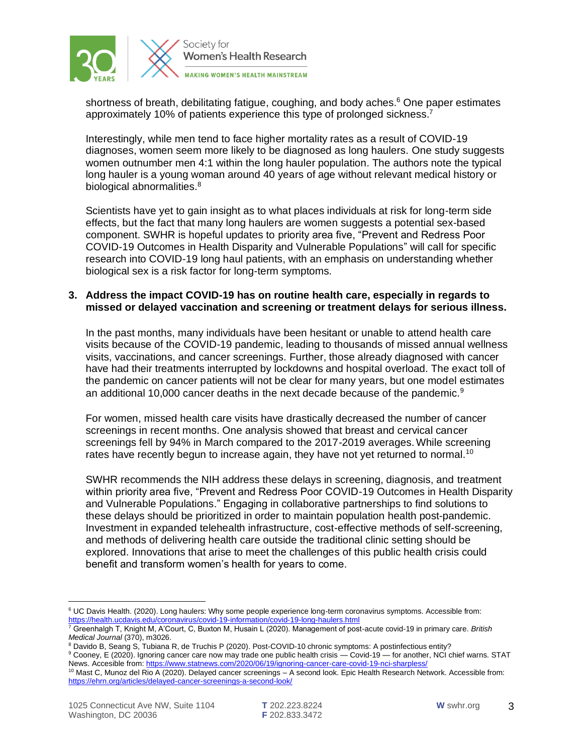shortness of breath, debilitating fatigue, coughing, and body aches.[6] One paper estimates approximately 10% of patients experience this type of prolonged sickness.[7]

Interestingly, while men tend to face higher mortality rates as a result of COVID-19 diagnoses, women seem more likely to be diagnosed as long haulers. One study suggests women outnumber men 4:1 within the long hauler population. The authors note the typical long hauler is a young woman around 40 years of age without relevant medical history or biological abnormalities.[8]

Scientists have yet to gain insight as to what places individuals at risk for long-term side effects, but the fact that many long haulers are women suggests a potential sex-based component. SWHR is hopeful updates to priority area five, "Prevent and Redress Poor COVID-19 Outcomes in Health Disparity and Vulnerable Populations" will call for specific research into COVID-19 long haul patients, with an emphasis on understanding whether biological sex is a risk factor for long-term symptoms.

**3. Address the impact COVID-19 has on routine health care, especially in regards to missed or delayed vaccination and screening or treatment delays for serious illness.**

In the past months, many individuals have been hesitant or unable to attend health care visits because of the COVID-19 pandemic, leading to thousands of missed annual wellness visits, vaccinations, and cancer screenings. Further, those already diagnosed with cancer have had their treatments interrupted by lockdowns and hospital overload. The exact toll of the pandemic on cancer patients will not be clear for many years, but one model estimates an additional 10,000 cancer deaths in the next decade because of the pandemic.[9]

For women, missed health care visits have drastically decreased the number of cancer screenings in recent months. One analysis showed that breast and cervical cancer screenings fell by 94% in March compared to the 2017-2019 averages. While screening rates have recently begun to increase again, they have not yet returned to normal.[10]

SWHR recommends the NIH address these delays in screening, diagnosis, and treatment within priority area five, "Prevent and Redress Poor COVID-19 Outcomes in Health Disparity and Vulnerable Populations." Engaging in collaborative partnerships to find solutions to these delays should be prioritized in order to maintain population health post-pandemic. Investment in expanded telehealth infrastructure, cost-effective methods of self-screening, and methods of delivering health care outside the traditional clinic setting should be explored. Innovations that arise to meet the challenges of this public health crisis could benefit and transform women's health for years to come.

---

[6] UC Davis Health. (2020). Long haulers: Why some people experience long-term coronavirus symptoms. Accessible from: https://health.ucdavis.edu/coronavirus/covid-19-information/covid-19-long-haulers.html

[7] Greenhalgh T, Knight M, A'Court, C, Buxton M, Husain L (2020). Management of post-acute covid-19 in primary care. *British Medical Journal* (370), m3026.

[8] Davido B, Seang S, Tubiana R, de Truchis P (2020). Post-COVID-10 chronic symptoms: A postinfectious entity?

[9] Cooney, E (2020). Ignoring cancer care now may trade one public health crisis — Covid-19 — for another, NCI chief warns. STAT News. Accesible from: https://www.statnews.com/2020/06/19/ignoring-cancer-care-covid-19-nci-sharpless/

[10] Mast C, Munoz del Rio A (2020). Delayed cancer screenings – A second look. Epic Health Research Network. Accessible from: https://ehrn.org/articles/delayed-cancer-screenings-a-second-look/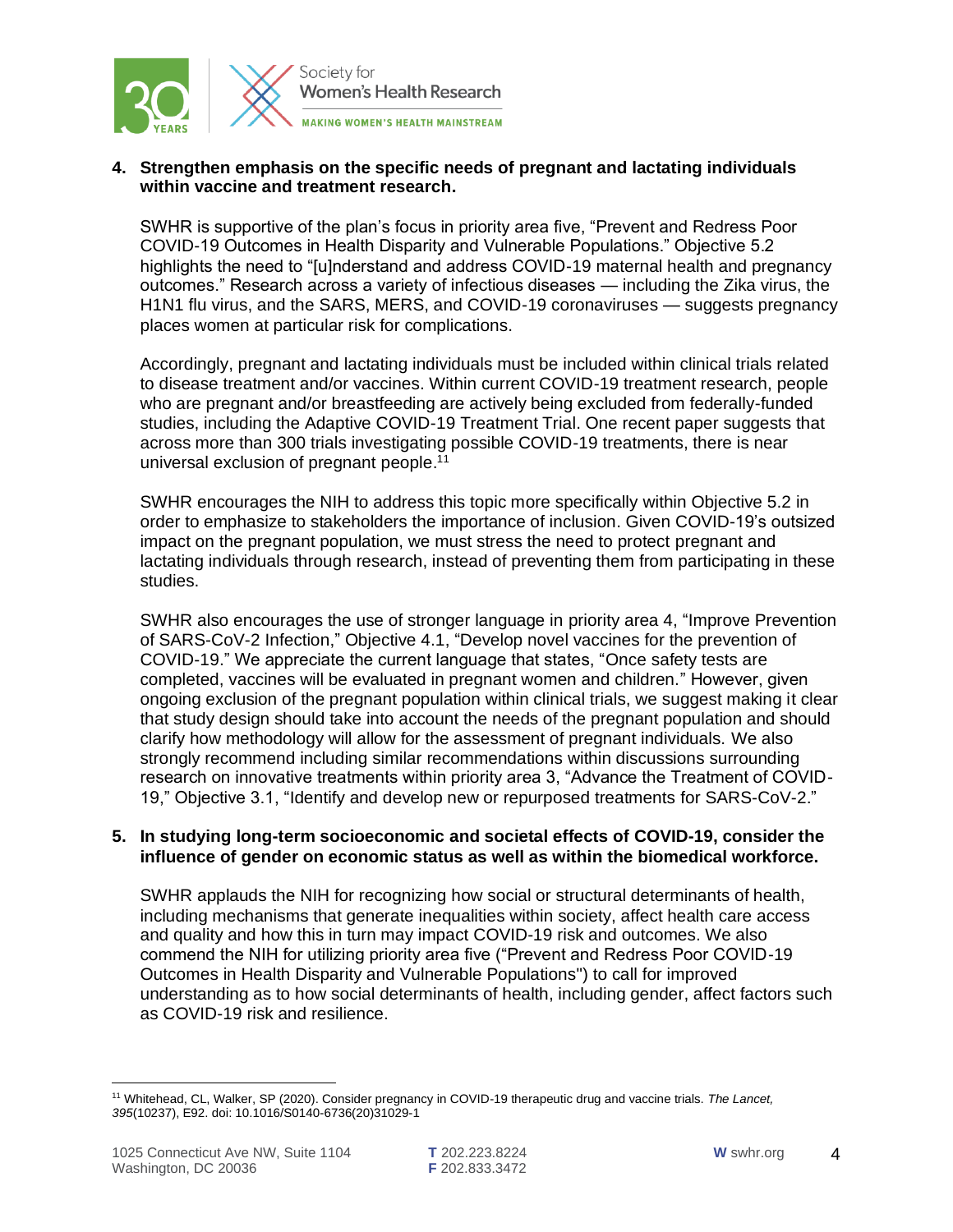4. **Strengthen emphasis on the specific needs of pregnant and lactating individuals within vaccine and treatment research.**

   SWHR is supportive of the plan's focus in priority area five, "Prevent and Redress Poor COVID-19 Outcomes in Health Disparity and Vulnerable Populations." Objective 5.2 highlights the need to "[u]nderstand and address COVID-19 maternal health and pregnancy outcomes." Research across a variety of infectious diseases — including the Zika virus, the H1N1 flu virus, and the SARS, MERS, and COVID-19 coronaviruses — suggests pregnancy places women at particular risk for complications.

   Accordingly, pregnant and lactating individuals must be included within clinical trials related to disease treatment and/or vaccines. Within current COVID-19 treatment research, people who are pregnant and/or breastfeeding are actively being excluded from federally-funded studies, including the Adaptive COVID-19 Treatment Trial. One recent paper suggests that across more than 300 trials investigating possible COVID-19 treatments, there is near universal exclusion of pregnant people.[11]

   SWHR encourages the NIH to address this topic more specifically within Objective 5.2 in order to emphasize to stakeholders the importance of inclusion. Given COVID-19's outsized impact on the pregnant population, we must stress the need to protect pregnant and lactating individuals through research, instead of preventing them from participating in these studies.

   SWHR also encourages the use of stronger language in priority area 4, "Improve Prevention of SARS-CoV-2 Infection," Objective 4.1, "Develop novel vaccines for the prevention of COVID-19." We appreciate the current language that states, "Once safety tests are completed, vaccines will be evaluated in pregnant women and children." However, given ongoing exclusion of the pregnant population within clinical trials, we suggest making it clear that study design should take into account the needs of the pregnant population and should clarify how methodology will allow for the assessment of pregnant individuals. We also strongly recommend including similar recommendations within discussions surrounding research on innovative treatments within priority area 3, "Advance the Treatment of COVID-19," Objective 3.1, "Identify and develop new or repurposed treatments for SARS-CoV-2."

5. **In studying long-term socioeconomic and societal effects of COVID-19, consider the influence of gender on economic status as well as within the biomedical workforce.**

   SWHR applauds the NIH for recognizing how social or structural determinants of health, including mechanisms that generate inequalities within society, affect health care access and quality and how this in turn may impact COVID-19 risk and outcomes. We also commend the NIH for utilizing priority area five ("Prevent and Redress Poor COVID-19 Outcomes in Health Disparity and Vulnerable Populations") to call for improved understanding as to how social determinants of health, including gender, affect factors such as COVID-19 risk and resilience.

---

[11] Whitehead, CL, Walker, SP (2020). Consider pregnancy in COVID-19 therapeutic drug and vaccine trials. *The Lancet, 395*(10237), E92. doi: 10.1016/S0140-6736(20)31029-1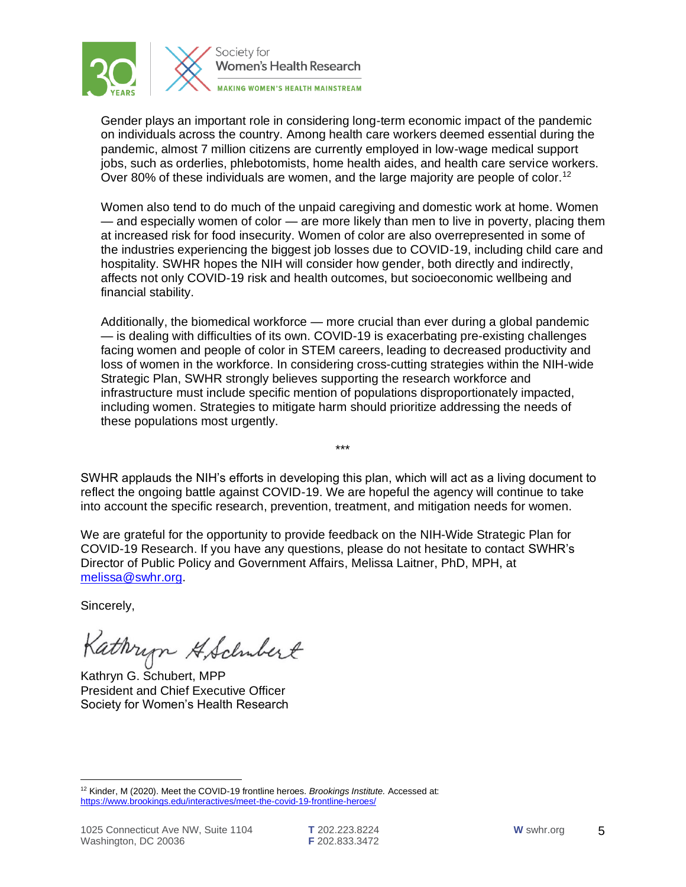Gender plays an important role in considering long-term economic impact of the pandemic on individuals across the country. Among health care workers deemed essential during the pandemic, almost 7 million citizens are currently employed in low-wage medical support jobs, such as orderlies, phlebotomists, home health aides, and health care service workers. Over 80% of these individuals are women, and the large majority are people of color.[12]

Women also tend to do much of the unpaid caregiving and domestic work at home. Women — and especially women of color — are more likely than men to live in poverty, placing them at increased risk for food insecurity. Women of color are also overrepresented in some of the industries experiencing the biggest job losses due to COVID-19, including child care and hospitality. SWHR hopes the NIH will consider how gender, both directly and indirectly, affects not only COVID-19 risk and health outcomes, but socioeconomic wellbeing and financial stability.

Additionally, the biomedical workforce — more crucial than ever during a global pandemic — is dealing with difficulties of its own. COVID-19 is exacerbating pre-existing challenges facing women and people of color in STEM careers, leading to decreased productivity and loss of women in the workforce. In considering cross-cutting strategies within the NIH-wide Strategic Plan, SWHR strongly believes supporting the research workforce and infrastructure must include specific mention of populations disproportionately impacted, including women. Strategies to mitigate harm should prioritize addressing the needs of these populations most urgently.

***

SWHR applauds the NIH's efforts in developing this plan, which will act as a living document to reflect the ongoing battle against COVID-19. We are hopeful the agency will continue to take into account the specific research, prevention, treatment, and mitigation needs for women.

We are grateful for the opportunity to provide feedback on the NIH-Wide Strategic Plan for COVID-19 Research. If you have any questions, please do not hesitate to contact SWHR's Director of Public Policy and Government Affairs, Melissa Laitner, PhD, MPH, at melissa@swhr.org.

Sincerely,

Kathryn G. Schubert, MPP
President and Chief Executive Officer
Society for Women's Health Research

---

[12] Kinder, M (2020). Meet the COVID-19 frontline heroes. *Brookings Institute.* Accessed at: https://www.brookings.edu/interactives/meet-the-covid-19-frontline-heroes/